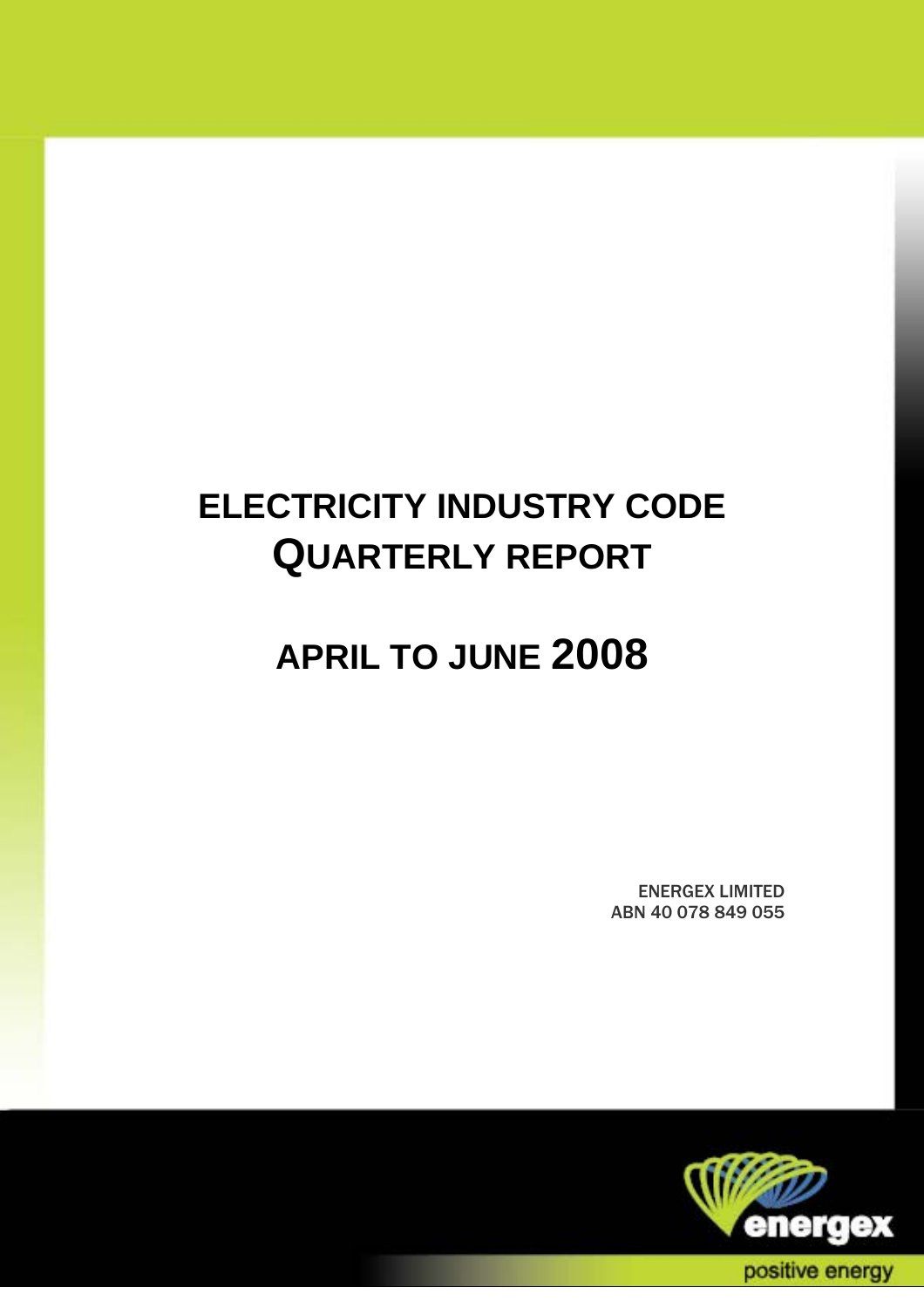# ELECTRICITY INDUSTRY CODE QUARTERLY REPORT

# APRIL TO JUNE 2008

ENERGEX LIMITED
ABN 40 078 849 055

energex

positive energy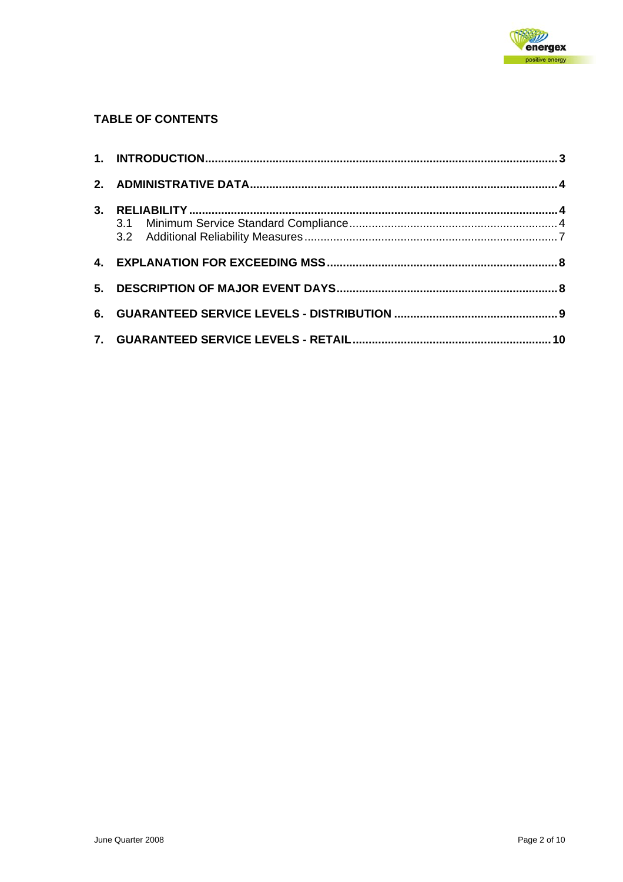**TABLE OF CONTENTS**

1. **INTRODUCTION** .... 3
2. **ADMINISTRATIVE DATA** .... 4
3. **RELIABILITY** .... 4
   - 3.1 Minimum Service Standard Compliance .... 4
   - 3.2 Additional Reliability Measures .... 7
4. **EXPLANATION FOR EXCEEDING MSS** .... 8
5. **DESCRIPTION OF MAJOR EVENT DAYS** .... 8
6. **GUARANTEED SERVICE LEVELS - DISTRIBUTION** .... 9
7. **GUARANTEED SERVICE LEVELS - RETAIL** .... 10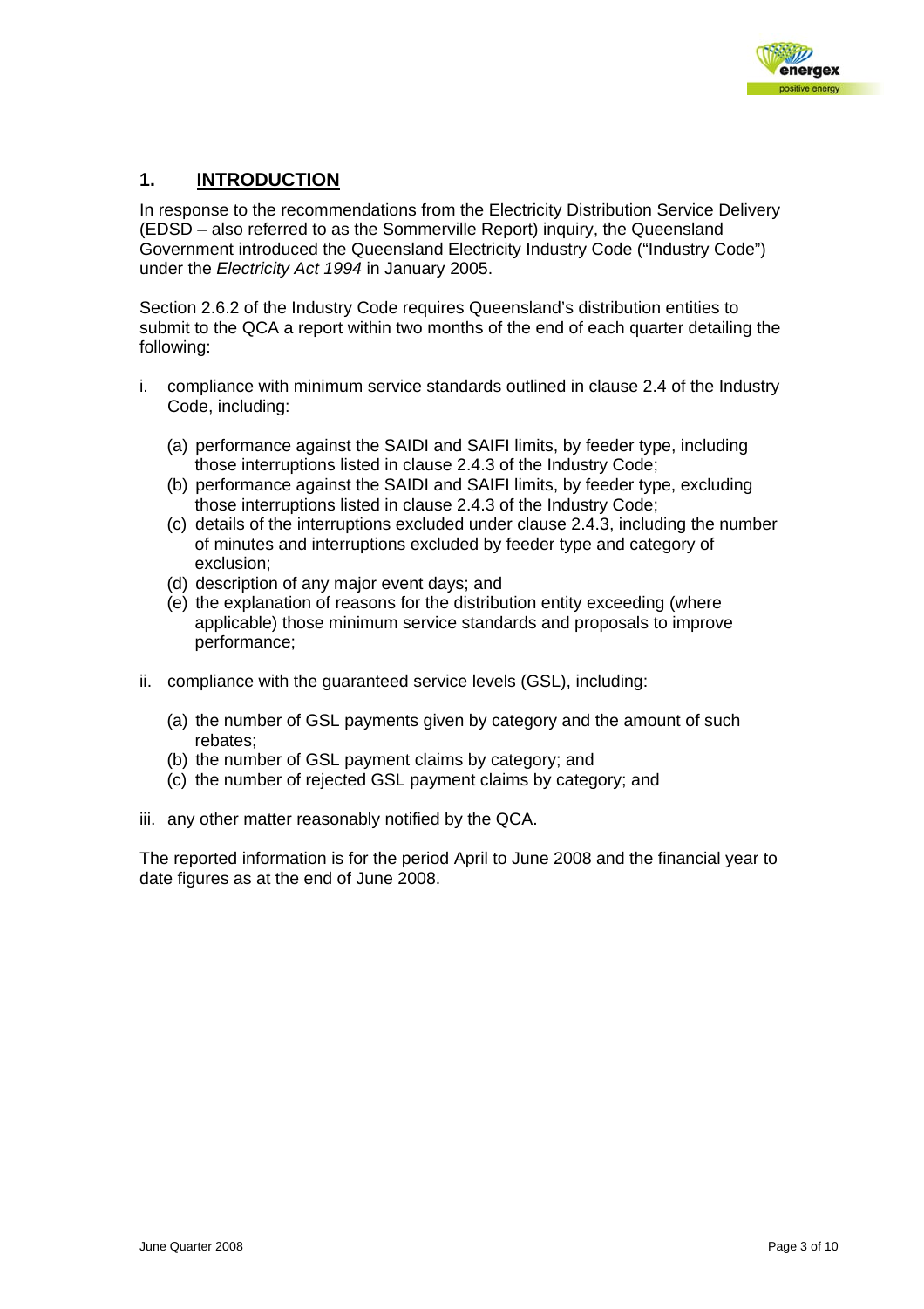# 1. INTRODUCTION

In response to the recommendations from the Electricity Distribution Service Delivery (EDSD – also referred to as the Sommerville Report) inquiry, the Queensland Government introduced the Queensland Electricity Industry Code ("Industry Code") under the *Electricity Act 1994* in January 2005.

Section 2.6.2 of the Industry Code requires Queensland's distribution entities to submit to the QCA a report within two months of the end of each quarter detailing the following:

i. compliance with minimum service standards outlined in clause 2.4 of the Industry Code, including:

   (a) performance against the SAIDI and SAIFI limits, by feeder type, including those interruptions listed in clause 2.4.3 of the Industry Code;
   (b) performance against the SAIDI and SAIFI limits, by feeder type, excluding those interruptions listed in clause 2.4.3 of the Industry Code;
   (c) details of the interruptions excluded under clause 2.4.3, including the number of minutes and interruptions excluded by feeder type and category of exclusion;
   (d) description of any major event days; and
   (e) the explanation of reasons for the distribution entity exceeding (where applicable) those minimum service standards and proposals to improve performance;

ii. compliance with the guaranteed service levels (GSL), including:

   (a) the number of GSL payments given by category and the amount of such rebates;
   (b) the number of GSL payment claims by category; and
   (c) the number of rejected GSL payment claims by category; and

iii. any other matter reasonably notified by the QCA.

The reported information is for the period April to June 2008 and the financial year to date figures as at the end of June 2008.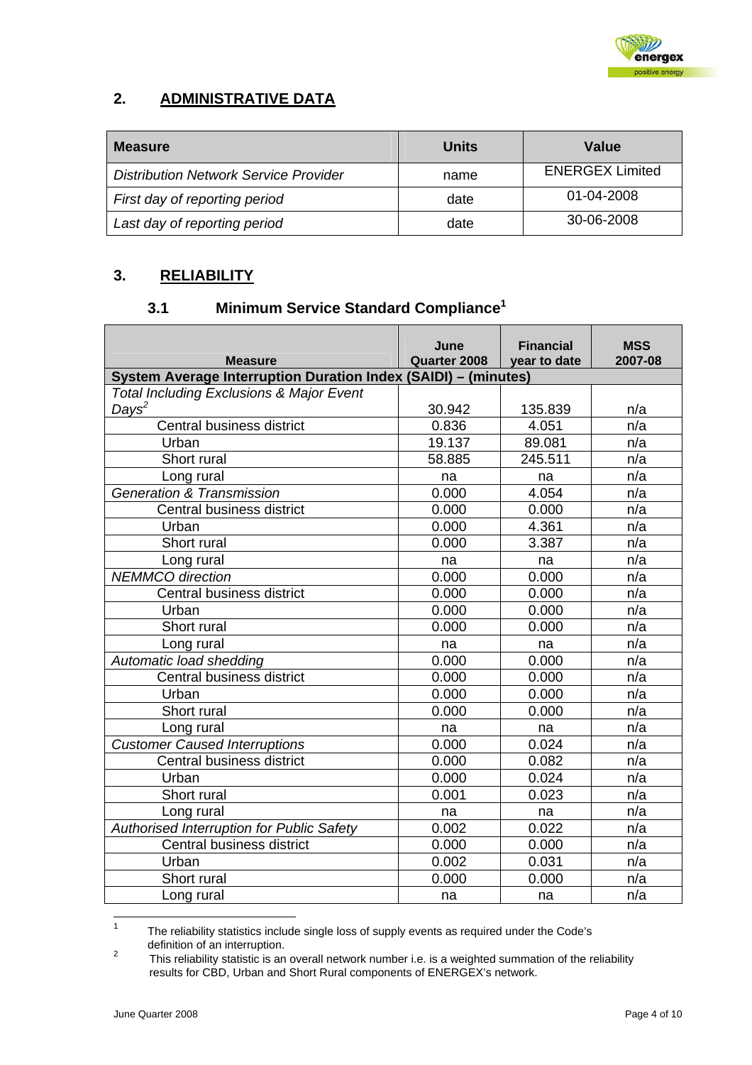## 2. ADMINISTRATIVE DATA

| Measure | Units | Value |
|---|---|---|
| *Distribution Network Service Provider* | name | ENERGEX Limited |
| *First day of reporting period* | date | 01-04-2008 |
| *Last day of reporting period* | date | 30-06-2008 |

## 3. RELIABILITY

### 3.1 Minimum Service Standard Compliance[1]

| Measure | June Quarter 2008 | Financial year to date | MSS 2007-08 |
|---|---|---|---|
| **System Average Interruption Duration Index (SAIDI) – (minutes)** | | | |
| *Total Including Exclusions & Major Event Days*[2] | 30.942 | 135.839 | n/a |
| Central business district | 0.836 | 4.051 | n/a |
| Urban | 19.137 | 89.081 | n/a |
| Short rural | 58.885 | 245.511 | n/a |
| Long rural | na | na | n/a |
| *Generation & Transmission* | 0.000 | 4.054 | n/a |
| Central business district | 0.000 | 0.000 | n/a |
| Urban | 0.000 | 4.361 | n/a |
| Short rural | 0.000 | 3.387 | n/a |
| Long rural | na | na | n/a |
| *NEMMCO direction* | 0.000 | 0.000 | n/a |
| Central business district | 0.000 | 0.000 | n/a |
| Urban | 0.000 | 0.000 | n/a |
| Short rural | 0.000 | 0.000 | n/a |
| Long rural | na | na | n/a |
| *Automatic load shedding* | 0.000 | 0.000 | n/a |
| Central business district | 0.000 | 0.000 | n/a |
| Urban | 0.000 | 0.000 | n/a |
| Short rural | 0.000 | 0.000 | n/a |
| Long rural | na | na | n/a |
| *Customer Caused Interruptions* | 0.000 | 0.024 | n/a |
| Central business district | 0.000 | 0.082 | n/a |
| Urban | 0.000 | 0.024 | n/a |
| Short rural | 0.001 | 0.023 | n/a |
| Long rural | na | na | n/a |
| *Authorised Interruption for Public Safety* | 0.002 | 0.022 | n/a |
| Central business district | 0.000 | 0.000 | n/a |
| Urban | 0.002 | 0.031 | n/a |
| Short rural | 0.000 | 0.000 | n/a |
| Long rural | na | na | n/a |

[1] The reliability statistics include single loss of supply events as required under the Code's definition of an interruption.

[2] This reliability statistic is an overall network number i.e. is a weighted summation of the reliability results for CBD, Urban and Short Rural components of ENERGEX's network.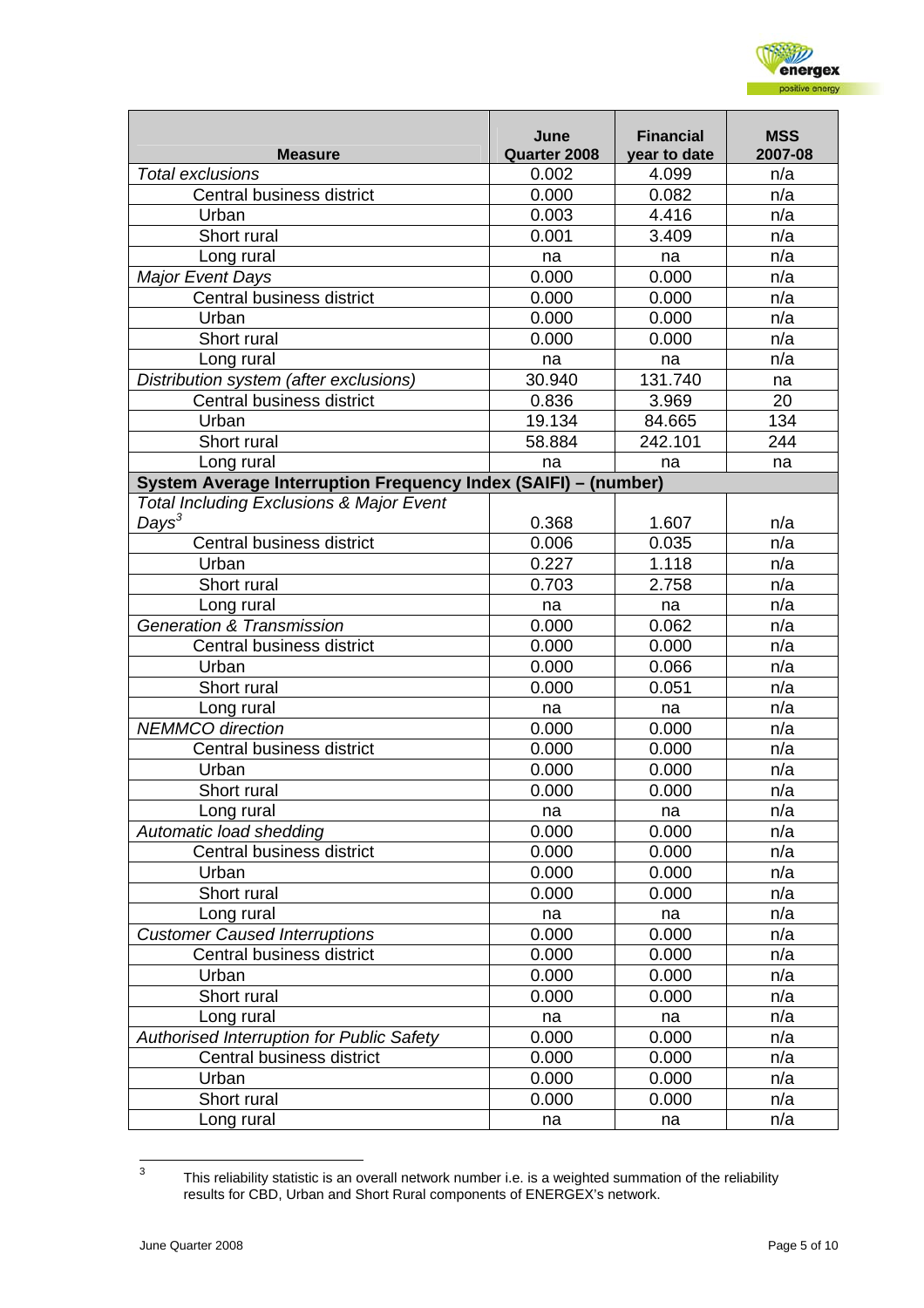| Measure | June Quarter 2008 | Financial year to date | MSS 2007-08 |
|---|---|---|---|
| *Total exclusions* | 0.002 | 4.099 | n/a |
| Central business district | 0.000 | 0.082 | n/a |
| Urban | 0.003 | 4.416 | n/a |
| Short rural | 0.001 | 3.409 | n/a |
| Long rural | na | na | n/a |
| *Major Event Days* | 0.000 | 0.000 | n/a |
| Central business district | 0.000 | 0.000 | n/a |
| Urban | 0.000 | 0.000 | n/a |
| Short rural | 0.000 | 0.000 | n/a |
| Long rural | na | na | n/a |
| *Distribution system (after exclusions)* | 30.940 | 131.740 | na |
| Central business district | 0.836 | 3.969 | 20 |
| Urban | 19.134 | 84.665 | 134 |
| Short rural | 58.884 | 242.101 | 244 |
| Long rural | na | na | na |
| **System Average Interruption Frequency Index (SAIFI) – (number)** | | | |
| *Total Including Exclusions & Major Event Days*[3] | 0.368 | 1.607 | n/a |
| Central business district | 0.006 | 0.035 | n/a |
| Urban | 0.227 | 1.118 | n/a |
| Short rural | 0.703 | 2.758 | n/a |
| Long rural | na | na | n/a |
| *Generation & Transmission* | 0.000 | 0.062 | n/a |
| Central business district | 0.000 | 0.000 | n/a |
| Urban | 0.000 | 0.066 | n/a |
| Short rural | 0.000 | 0.051 | n/a |
| Long rural | na | na | n/a |
| *NEMMCO direction* | 0.000 | 0.000 | n/a |
| Central business district | 0.000 | 0.000 | n/a |
| Urban | 0.000 | 0.000 | n/a |
| Short rural | 0.000 | 0.000 | n/a |
| Long rural | na | na | n/a |
| *Automatic load shedding* | 0.000 | 0.000 | n/a |
| Central business district | 0.000 | 0.000 | n/a |
| Urban | 0.000 | 0.000 | n/a |
| Short rural | 0.000 | 0.000 | n/a |
| Long rural | na | na | n/a |
| *Customer Caused Interruptions* | 0.000 | 0.000 | n/a |
| Central business district | 0.000 | 0.000 | n/a |
| Urban | 0.000 | 0.000 | n/a |
| Short rural | 0.000 | 0.000 | n/a |
| Long rural | na | na | n/a |
| *Authorised Interruption for Public Safety* | 0.000 | 0.000 | n/a |
| Central business district | 0.000 | 0.000 | n/a |
| Urban | 0.000 | 0.000 | n/a |
| Short rural | 0.000 | 0.000 | n/a |
| Long rural | na | na | n/a |

[3] This reliability statistic is an overall network number i.e. is a weighted summation of the reliability results for CBD, Urban and Short Rural components of ENERGEX's network.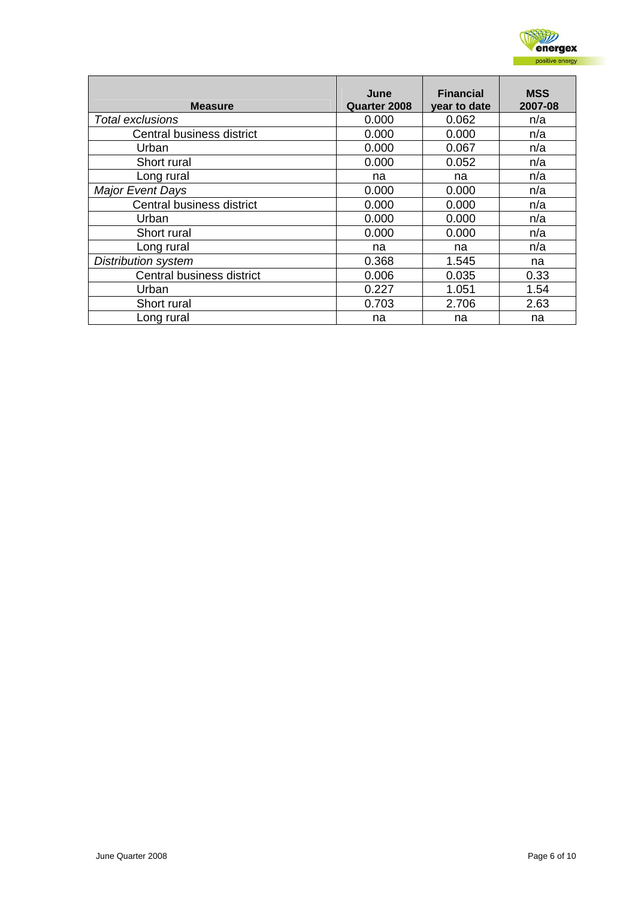| Measure | June Quarter 2008 | Financial year to date | MSS 2007-08 |
|---|---|---|---|
| *Total exclusions* | 0.000 | 0.062 | n/a |
| Central business district | 0.000 | 0.000 | n/a |
| Urban | 0.000 | 0.067 | n/a |
| Short rural | 0.000 | 0.052 | n/a |
| Long rural | na | na | n/a |
| *Major Event Days* | 0.000 | 0.000 | n/a |
| Central business district | 0.000 | 0.000 | n/a |
| Urban | 0.000 | 0.000 | n/a |
| Short rural | 0.000 | 0.000 | n/a |
| Long rural | na | na | n/a |
| *Distribution system* | 0.368 | 1.545 | na |
| Central business district | 0.006 | 0.035 | 0.33 |
| Urban | 0.227 | 1.051 | 1.54 |
| Short rural | 0.703 | 2.706 | 2.63 |
| Long rural | na | na | na |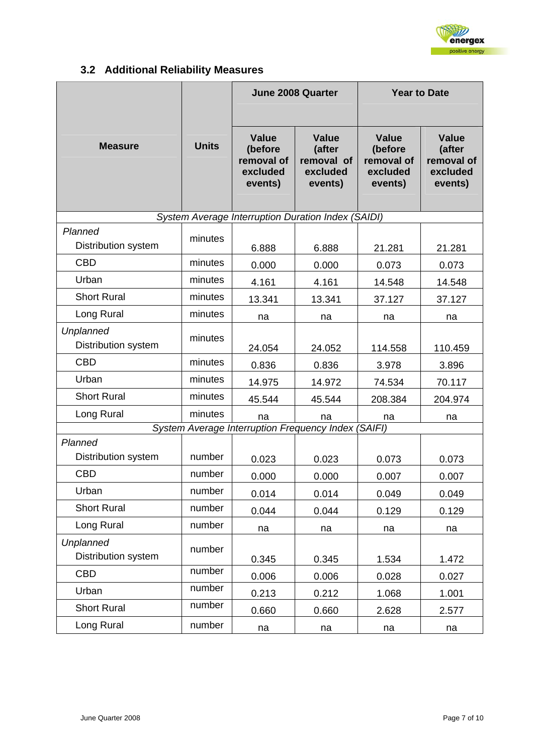## 3.2 Additional Reliability Measures

| Measure | Units | June 2008 Quarter | | Year to Date | |
|---|---|---|---|---|---|
| | | Value (before removal of excluded events) | Value (after removal of excluded events) | Value (before removal of excluded events) | Value (after removal of excluded events) |
| *System Average Interruption Duration Index (SAIDI)* | | | | | |
| *Planned* | | | | | |
| Distribution system | minutes | 6.888 | 6.888 | 21.281 | 21.281 |
| CBD | minutes | 0.000 | 0.000 | 0.073 | 0.073 |
| Urban | minutes | 4.161 | 4.161 | 14.548 | 14.548 |
| Short Rural | minutes | 13.341 | 13.341 | 37.127 | 37.127 |
| Long Rural | minutes | na | na | na | na |
| *Unplanned* | | | | | |
| Distribution system | minutes | 24.054 | 24.052 | 114.558 | 110.459 |
| CBD | minutes | 0.836 | 0.836 | 3.978 | 3.896 |
| Urban | minutes | 14.975 | 14.972 | 74.534 | 70.117 |
| Short Rural | minutes | 45.544 | 45.544 | 208.384 | 204.974 |
| Long Rural | minutes | na | na | na | na |
| *System Average Interruption Frequency Index (SAIFI)* | | | | | |
| *Planned* | | | | | |
| Distribution system | number | 0.023 | 0.023 | 0.073 | 0.073 |
| CBD | number | 0.000 | 0.000 | 0.007 | 0.007 |
| Urban | number | 0.014 | 0.014 | 0.049 | 0.049 |
| Short Rural | number | 0.044 | 0.044 | 0.129 | 0.129 |
| Long Rural | number | na | na | na | na |
| *Unplanned* | | | | | |
| Distribution system | number | 0.345 | 0.345 | 1.534 | 1.472 |
| CBD | number | 0.006 | 0.006 | 0.028 | 0.027 |
| Urban | number | 0.213 | 0.212 | 1.068 | 1.001 |
| Short Rural | number | 0.660 | 0.660 | 2.628 | 2.577 |
| Long Rural | number | na | na | na | na |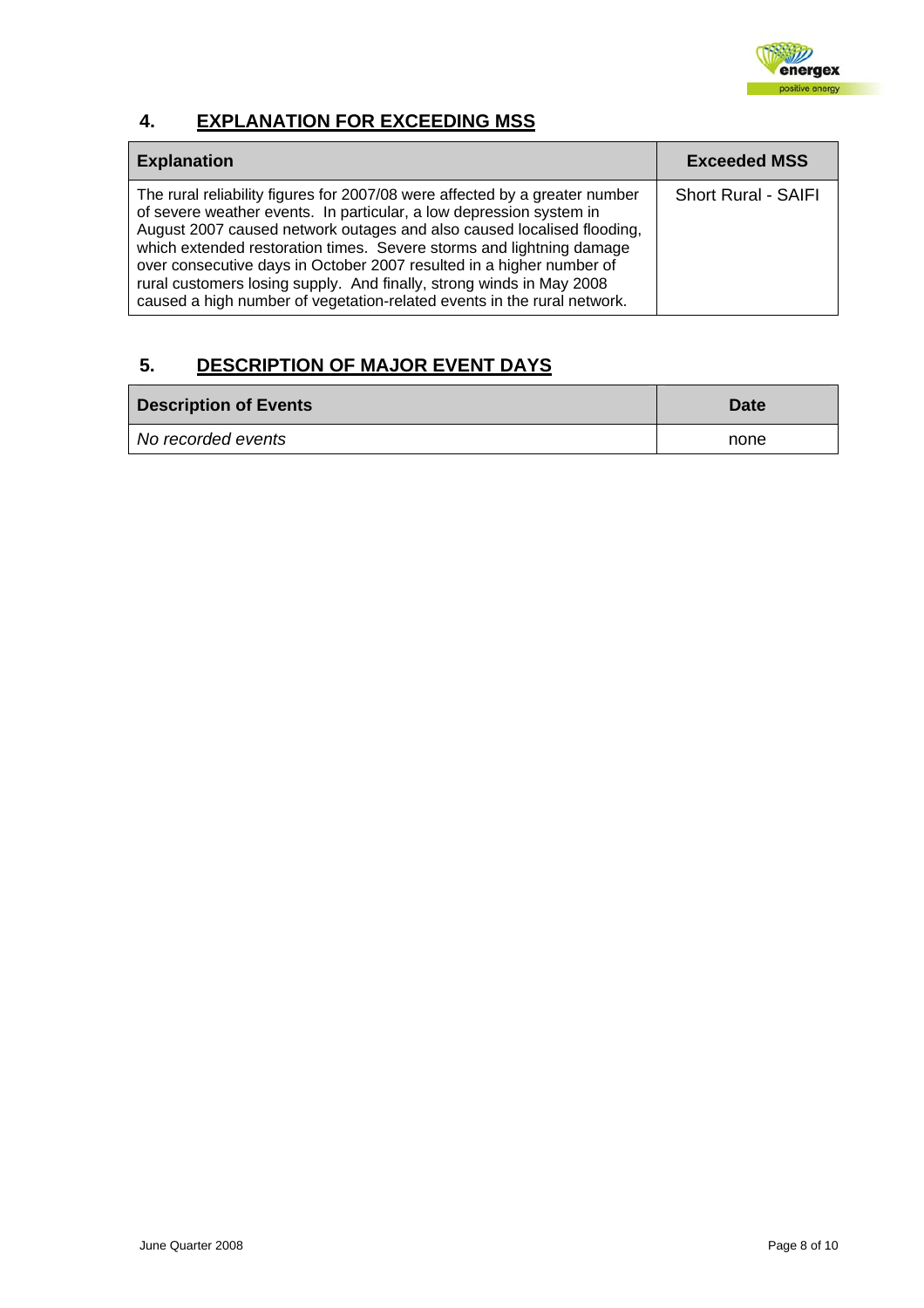## 4. EXPLANATION FOR EXCEEDING MSS

| Explanation | Exceeded MSS |
|---|---|
| The rural reliability figures for 2007/08 were affected by a greater number of severe weather events. In particular, a low depression system in August 2007 caused network outages and also caused localised flooding, which extended restoration times. Severe storms and lightning damage over consecutive days in October 2007 resulted in a higher number of rural customers losing supply. And finally, strong winds in May 2008 caused a high number of vegetation-related events in the rural network. | Short Rural - SAIFI |

## 5. DESCRIPTION OF MAJOR EVENT DAYS

| Description of Events | Date |
|---|---|
| *No recorded events* | none |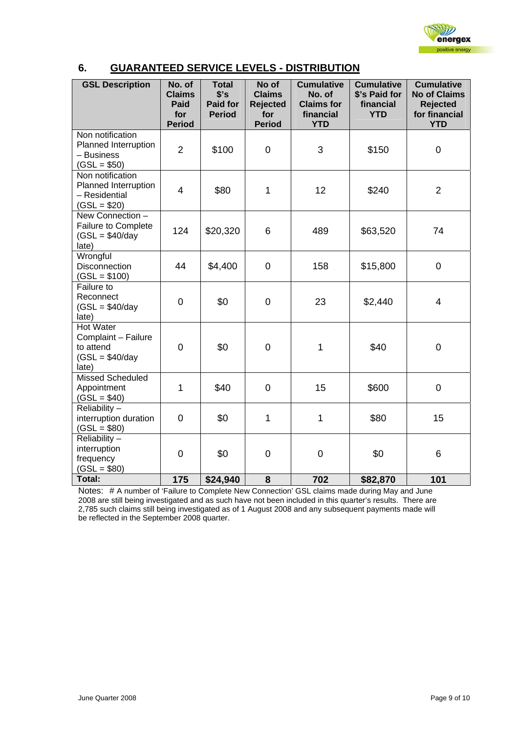## 6. GUARANTEED SERVICE LEVELS - DISTRIBUTION

| GSL Description | No. of Claims Paid for Period | Total $'s Paid for Period | No of Claims Rejected for Period | Cumulative No. of Claims for financial YTD | Cumulative $'s Paid for financial YTD | Cumulative No of Claims Rejected for financial YTD |
|---|---|---|---|---|---|---|
| Non notification Planned Interruption – Business (GSL = $50) | 2 | $100 | 0 | 3 | $150 | 0 |
| Non notification Planned Interruption – Residential (GSL = $20) | 4 | $80 | 1 | 12 | $240 | 2 |
| New Connection – Failure to Complete (GSL = $40/day late) | 124 | $20,320 | 6 | 489 | $63,520 | 74 |
| Wrongful Disconnection (GSL = $100) | 44 | $4,400 | 0 | 158 | $15,800 | 0 |
| Failure to Reconnect (GSL = $40/day late) | 0 | $0 | 0 | 23 | $2,440 | 4 |
| Hot Water Complaint – Failure to attend (GSL = $40/day late) | 0 | $0 | 0 | 1 | $40 | 0 |
| Missed Scheduled Appointment (GSL = $40) | 1 | $40 | 0 | 15 | $600 | 0 |
| Reliability – interruption duration (GSL = $80) | 0 | $0 | 1 | 1 | $80 | 15 |
| Reliability – interruption frequency (GSL = $80) | 0 | $0 | 0 | 0 | $0 | 6 |
| **Total:** | **175** | **$24,940** | **8** | **702** | **$82,870** | **101** |

Notes: # A number of 'Failure to Complete New Connection' GSL claims made during May and June 2008 are still being investigated and as such have not been included in this quarter's results. There are 2,785 such claims still being investigated as of 1 August 2008 and any subsequent payments made will be reflected in the September 2008 quarter.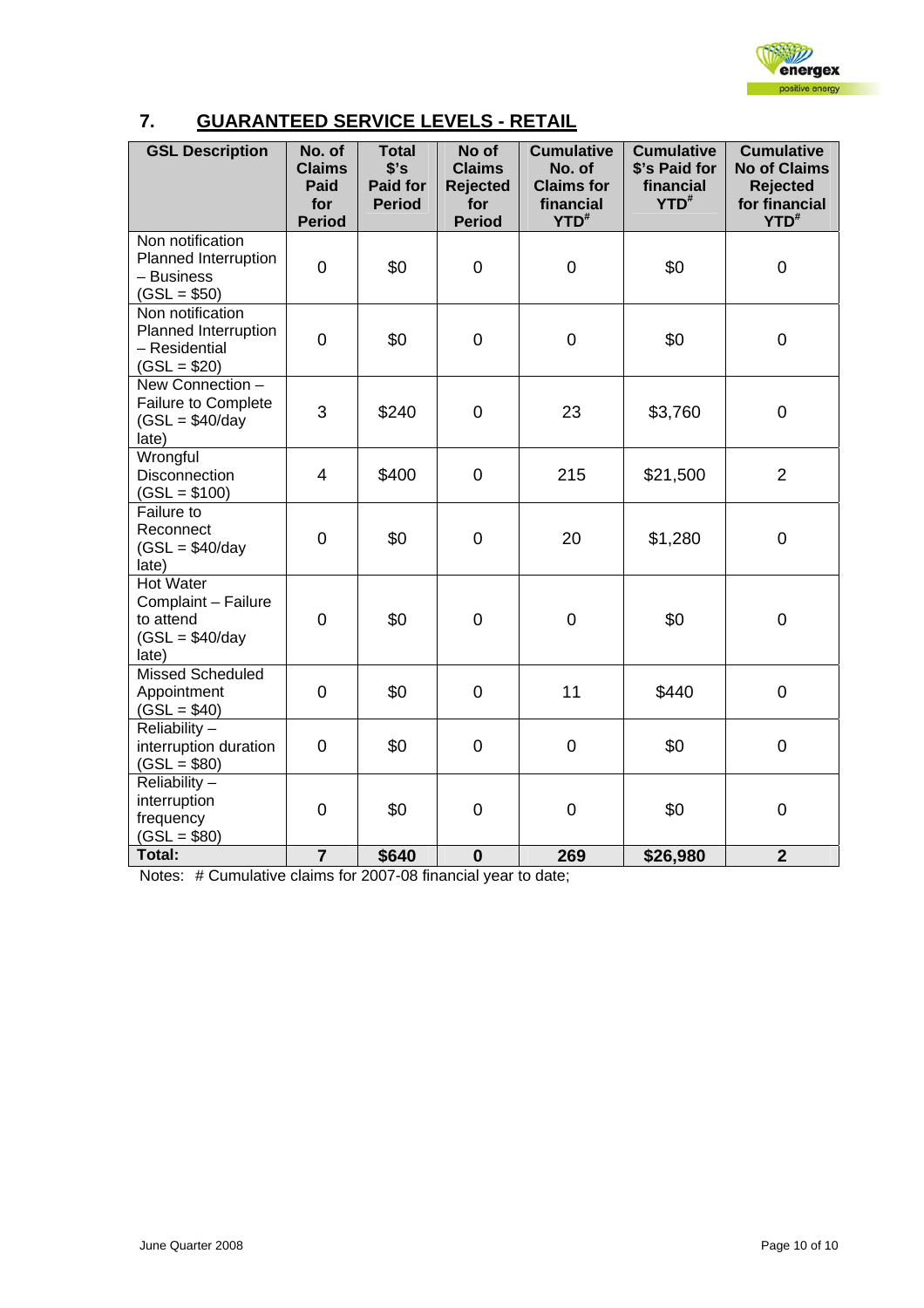## 7. GUARANTEED SERVICE LEVELS - RETAIL

| GSL Description | No. of Claims Paid for Period | Total $'s Paid for Period | No of Claims Rejected for Period | Cumulative No. of Claims for financial YTD# | Cumulative $'s Paid for financial YTD# | Cumulative No of Claims Rejected for financial YTD# |
|---|---|---|---|---|---|---|
| Non notification Planned Interruption – Business (GSL = $50) | 0 | $0 | 0 | 0 | $0 | 0 |
| Non notification Planned Interruption – Residential (GSL = $20) | 0 | $0 | 0 | 0 | $0 | 0 |
| New Connection – Failure to Complete (GSL = $40/day late) | 3 | $240 | 0 | 23 | $3,760 | 0 |
| Wrongful Disconnection (GSL = $100) | 4 | $400 | 0 | 215 | $21,500 | 2 |
| Failure to Reconnect (GSL = $40/day late) | 0 | $0 | 0 | 20 | $1,280 | 0 |
| Hot Water Complaint – Failure to attend (GSL = $40/day late) | 0 | $0 | 0 | 0 | $0 | 0 |
| Missed Scheduled Appointment (GSL = $40) | 0 | $0 | 0 | 11 | $440 | 0 |
| Reliability – interruption duration (GSL = $80) | 0 | $0 | 0 | 0 | $0 | 0 |
| Reliability – interruption frequency (GSL = $80) | 0 | $0 | 0 | 0 | $0 | 0 |
| **Total:** | **7** | **$640** | **0** | **269** | **$26,980** | **2** |

Notes: # Cumulative claims for 2007-08 financial year to date;